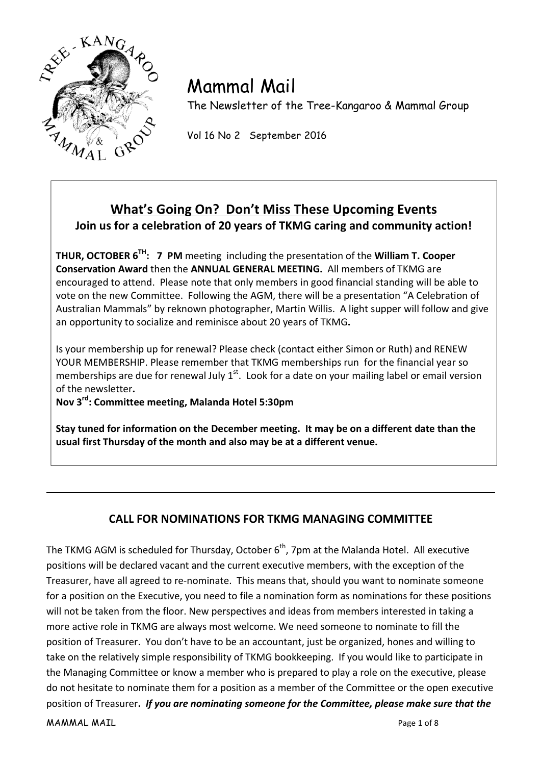# Mammal Mail

The Newsletter of the Tree-Kangaroo & Mammal Group

Vol 16 No 2 September 2016

## What's Going On? Don't Miss These Upcoming Events

**Join us for a celebration of 20 years of TKMG caring and community action!**

**THUR, OCTOBER 6[TH]: 7 PM** meeting including the presentation of the **William T. Cooper Conservation Award** then the **ANNUAL GENERAL MEETING.** All members of TKMG are encouraged to attend. Please note that only members in good financial standing will be able to vote on the new Committee. Following the AGM, there will be a presentation "A Celebration of Australian Mammals" by reknown photographer, Martin Willis. A light supper will follow and give an opportunity to socialize and reminisce about 20 years of TKMG**.**

Is your membership up for renewal? Please check (contact either Simon or Ruth) and RENEW YOUR MEMBERSHIP. Please remember that TKMG memberships run for the financial year so memberships are due for renewal July 1[st]. Look for a date on your mailing label or email version of the newsletter**.**

**Nov 3[rd]: Committee meeting, Malanda Hotel 5:30pm**

**Stay tuned for information on the December meeting. It may be on a different date than the usual first Thursday of the month and also may be at a different venue.**

---

## CALL FOR NOMINATIONS FOR TKMG MANAGING COMMITTEE

The TKMG AGM is scheduled for Thursday, October 6[th], 7pm at the Malanda Hotel. All executive positions will be declared vacant and the current executive members, with the exception of the Treasurer, have all agreed to re-nominate. This means that, should you want to nominate someone for a position on the Executive, you need to file a nomination form as nominations for these positions will not be taken from the floor. New perspectives and ideas from members interested in taking a more active role in TKMG are always most welcome. We need someone to nominate to fill the position of Treasurer. You don't have to be an accountant, just be organized, hones and willing to take on the relatively simple responsibility of TKMG bookkeeping. If you would like to participate in the Managing Committee or know a member who is prepared to play a role on the executive, please do not hesitate to nominate them for a position as a member of the Committee or the open executive position of Treasurer**.** ***If you are nominating someone for the Committee, please make sure that the***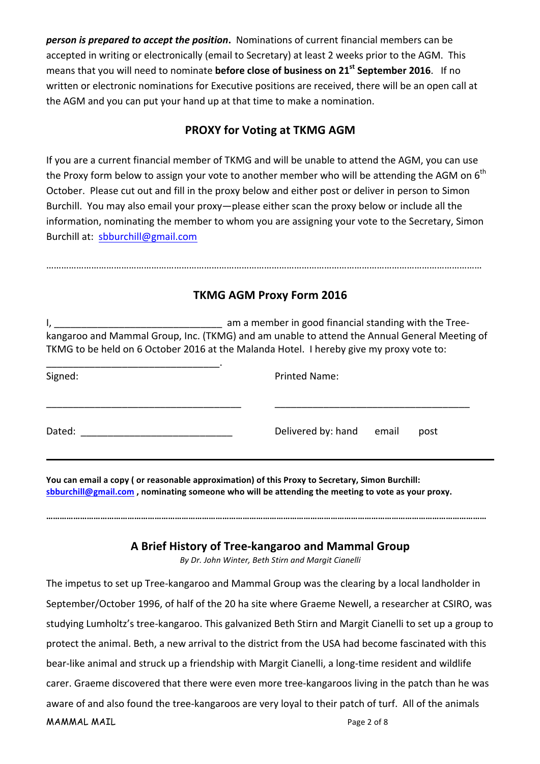***person is prepared to accept the position*.** Nominations of current financial members can be accepted in writing or electronically (email to Secretary) at least 2 weeks prior to the AGM. This means that you will need to nominate **before close of business on 21st September 2016**. If no written or electronic nominations for Executive positions are received, there will be an open call at the AGM and you can put your hand up at that time to make a nomination.

## PROXY for Voting at TKMG AGM

If you are a current financial member of TKMG and will be unable to attend the AGM, you can use the Proxy form below to assign your vote to another member who will be attending the AGM on 6th October. Please cut out and fill in the proxy below and either post or deliver in person to Simon Burchill. You may also email your proxy—please either scan the proxy below or include all the information, nominating the member to whom you are assigning your vote to the Secretary, Simon Burchill at: sbburchill@gmail.com

………………………………………………………………………………………………………………………………………………

## TKMG AGM Proxy Form 2016

I, ______________________________ am a member in good financial standing with the Tree-kangaroo and Mammal Group, Inc. (TKMG) and am unable to attend the Annual General Meeting of TKMG to be held on 6 October 2016 at the Malanda Hotel. I hereby give my proxy vote to:

________________________________.

Signed: ___________________________________ Printed Name: ___________________________________

Dated: ___________________________ Delivered by: hand email post

---

**You can email a copy ( or reasonable approximation) of this Proxy to Secretary, Simon Burchill: sbburchill@gmail.com , nominating someone who will be attending the meeting to vote as your proxy.**

………………………………………………………………………………………………………………………………………………

## A Brief History of Tree-kangaroo and Mammal Group

*By Dr. John Winter, Beth Stirn and Margit Cianelli*

The impetus to set up Tree-kangaroo and Mammal Group was the clearing by a local landholder in September/October 1996, of half of the 20 ha site where Graeme Newell, a researcher at CSIRO, was studying Lumholtz's tree-kangaroo. This galvanized Beth Stirn and Margit Cianelli to set up a group to protect the animal. Beth, a new arrival to the district from the USA had become fascinated with this bear-like animal and struck up a friendship with Margit Cianelli, a long-time resident and wildlife carer. Graeme discovered that there were even more tree-kangaroos living in the patch than he was aware of and also found the tree-kangaroos are very loyal to their patch of turf. All of the animals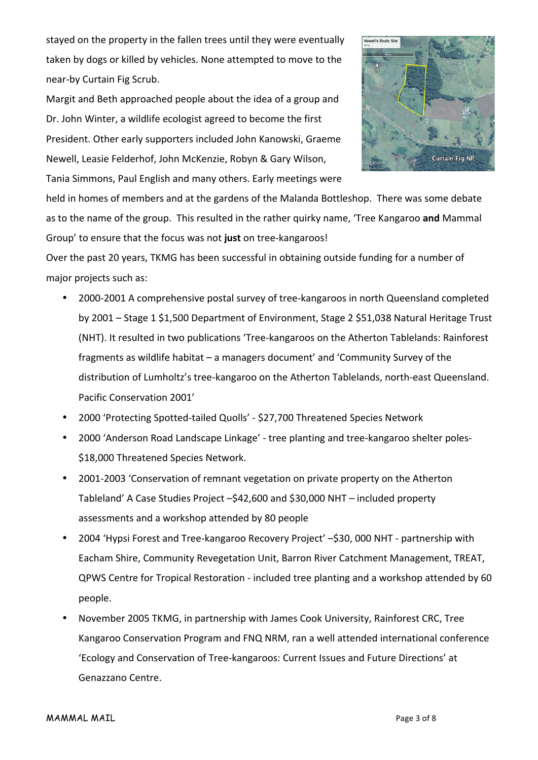stayed on the property in the fallen trees until they were eventually taken by dogs or killed by vehicles. None attempted to move to the near-by Curtain Fig Scrub.

Margit and Beth approached people about the idea of a group and Dr. John Winter, a wildlife ecologist agreed to become the first President. Other early supporters included John Kanowski, Graeme Newell, Leasie Felderhof, John McKenzie, Robyn & Gary Wilson, Tania Simmons, Paul English and many others. Early meetings were held in homes of members and at the gardens of the Malanda Bottleshop. There was some debate as to the name of the group. This resulted in the rather quirky name, 'Tree Kangaroo **and** Mammal Group' to ensure that the focus was not **just** on tree-kangaroos!

Over the past 20 years, TKMG has been successful in obtaining outside funding for a number of major projects such as:

- 2000-2001 A comprehensive postal survey of tree-kangaroos in north Queensland completed by 2001 – Stage 1 $1,500 Department of Environment, Stage 2 $51,038 Natural Heritage Trust (NHT). It resulted in two publications 'Tree-kangaroos on the Atherton Tablelands: Rainforest fragments as wildlife habitat – a managers document' and 'Community Survey of the distribution of Lumholtz's tree-kangaroo on the Atherton Tablelands, north-east Queensland. Pacific Conservation 2001'
- 2000 'Protecting Spotted-tailed Quolls' - $27,700 Threatened Species Network
- 2000 'Anderson Road Landscape Linkage' - tree planting and tree-kangaroo shelter poles- $18,000 Threatened Species Network.
- 2001-2003 'Conservation of remnant vegetation on private property on the Atherton Tableland' A Case Studies Project –$42,600 and $30,000 NHT – included property assessments and a workshop attended by 80 people
- 2004 'Hypsi Forest and Tree-kangaroo Recovery Project' –$30, 000 NHT - partnership with Eacham Shire, Community Revegetation Unit, Barron River Catchment Management, TREAT, QPWS Centre for Tropical Restoration - included tree planting and a workshop attended by 60 people.
- November 2005 TKMG, in partnership with James Cook University, Rainforest CRC, Tree Kangaroo Conservation Program and FNQ NRM, ran a well attended international conference 'Ecology and Conservation of Tree-kangaroos: Current Issues and Future Directions' at Genazzano Centre.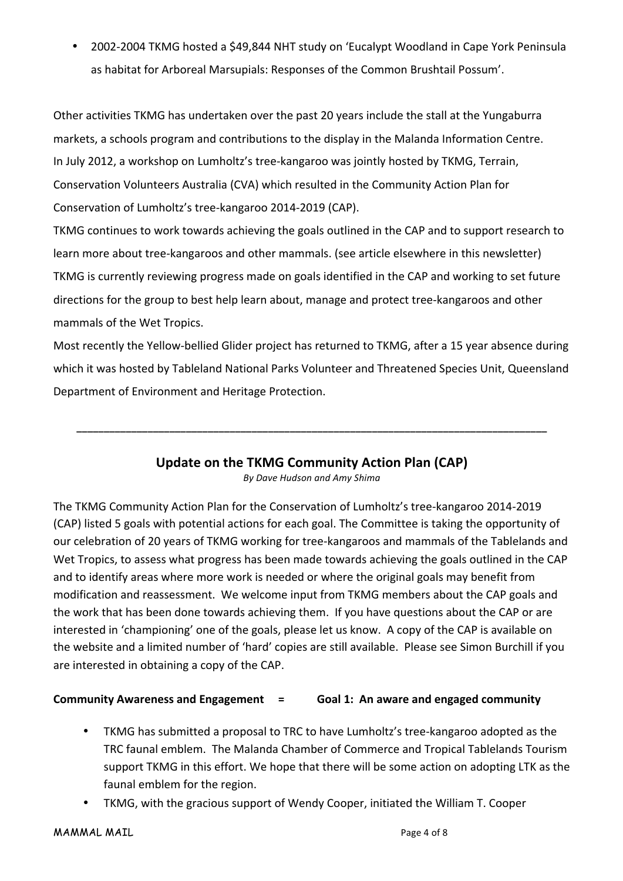- 2002-2004 TKMG hosted a $49,844 NHT study on 'Eucalypt Woodland in Cape York Peninsula as habitat for Arboreal Marsupials: Responses of the Common Brushtail Possum'.

Other activities TKMG has undertaken over the past 20 years include the stall at the Yungaburra markets, a schools program and contributions to the display in the Malanda Information Centre.
In July 2012, a workshop on Lumholtz's tree-kangaroo was jointly hosted by TKMG, Terrain, Conservation Volunteers Australia (CVA) which resulted in the Community Action Plan for Conservation of Lumholtz's tree-kangaroo 2014-2019 (CAP).
TKMG continues to work towards achieving the goals outlined in the CAP and to support research to learn more about tree-kangaroos and other mammals. (see article elsewhere in this newsletter)
TKMG is currently reviewing progress made on goals identified in the CAP and working to set future directions for the group to best help learn about, manage and protect tree-kangaroos and other mammals of the Wet Tropics.
Most recently the Yellow-bellied Glider project has returned to TKMG, after a 15 year absence during which it was hosted by Tableland National Parks Volunteer and Threatened Species Unit, Queensland Department of Environment and Heritage Protection.

---

## Update on the TKMG Community Action Plan (CAP)

*By Dave Hudson and Amy Shima*

The TKMG Community Action Plan for the Conservation of Lumholtz's tree-kangaroo 2014-2019 (CAP) listed 5 goals with potential actions for each goal. The Committee is taking the opportunity of our celebration of 20 years of TKMG working for tree-kangaroos and mammals of the Tablelands and Wet Tropics, to assess what progress has been made towards achieving the goals outlined in the CAP and to identify areas where more work is needed or where the original goals may benefit from modification and reassessment. We welcome input from TKMG members about the CAP goals and the work that has been done towards achieving them. If you have questions about the CAP or are interested in 'championing' one of the goals, please let us know. A copy of the CAP is available on the website and a limited number of 'hard' copies are still available. Please see Simon Burchill if you are interested in obtaining a copy of the CAP.

**Community Awareness and Engagement = Goal 1: An aware and engaged community**

- TKMG has submitted a proposal to TRC to have Lumholtz's tree-kangaroo adopted as the TRC faunal emblem. The Malanda Chamber of Commerce and Tropical Tablelands Tourism support TKMG in this effort. We hope that there will be some action on adopting LTK as the faunal emblem for the region.
- TKMG, with the gracious support of Wendy Cooper, initiated the William T. Cooper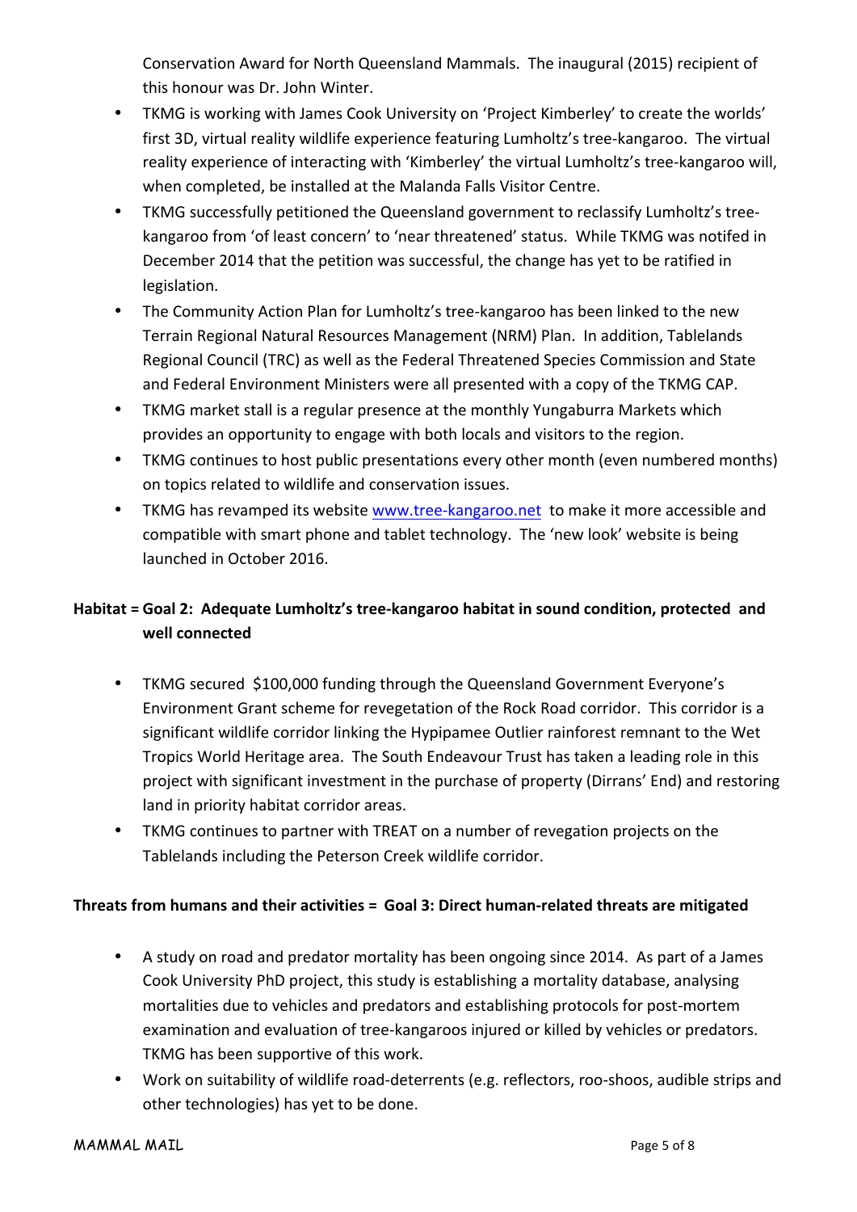Conservation Award for North Queensland Mammals. The inaugural (2015) recipient of this honour was Dr. John Winter.

- TKMG is working with James Cook University on 'Project Kimberley' to create the worlds' first 3D, virtual reality wildlife experience featuring Lumholtz's tree-kangaroo. The virtual reality experience of interacting with 'Kimberley' the virtual Lumholtz's tree-kangaroo will, when completed, be installed at the Malanda Falls Visitor Centre.
- TKMG successfully petitioned the Queensland government to reclassify Lumholtz's tree-kangaroo from 'of least concern' to 'near threatened' status. While TKMG was notifed in December 2014 that the petition was successful, the change has yet to be ratified in legislation.
- The Community Action Plan for Lumholtz's tree-kangaroo has been linked to the new Terrain Regional Natural Resources Management (NRM) Plan. In addition, Tablelands Regional Council (TRC) as well as the Federal Threatened Species Commission and State and Federal Environment Ministers were all presented with a copy of the TKMG CAP.
- TKMG market stall is a regular presence at the monthly Yungaburra Markets which provides an opportunity to engage with both locals and visitors to the region.
- TKMG continues to host public presentations every other month (even numbered months) on topics related to wildlife and conservation issues.
- TKMG has revamped its website [www.tree-kangaroo.net](http://www.tree-kangaroo.net) to make it more accessible and compatible with smart phone and tablet technology. The 'new look' website is being launched in October 2016.

**Habitat = Goal 2: Adequate Lumholtz's tree-kangaroo habitat in sound condition, protected and well connected**

- TKMG secured $100,000 funding through the Queensland Government Everyone's Environment Grant scheme for revegetation of the Rock Road corridor. This corridor is a significant wildlife corridor linking the Hypipamee Outlier rainforest remnant to the Wet Tropics World Heritage area. The South Endeavour Trust has taken a leading role in this project with significant investment in the purchase of property (Dirrans' End) and restoring land in priority habitat corridor areas.
- TKMG continues to partner with TREAT on a number of revegation projects on the Tablelands including the Peterson Creek wildlife corridor.

**Threats from humans and their activities = Goal 3: Direct human-related threats are mitigated**

- A study on road and predator mortality has been ongoing since 2014. As part of a James Cook University PhD project, this study is establishing a mortality database, analysing mortalities due to vehicles and predators and establishing protocols for post-mortem examination and evaluation of tree-kangaroos injured or killed by vehicles or predators. TKMG has been supportive of this work.
- Work on suitability of wildlife road-deterrents (e.g. reflectors, roo-shoos, audible strips and other technologies) has yet to be done.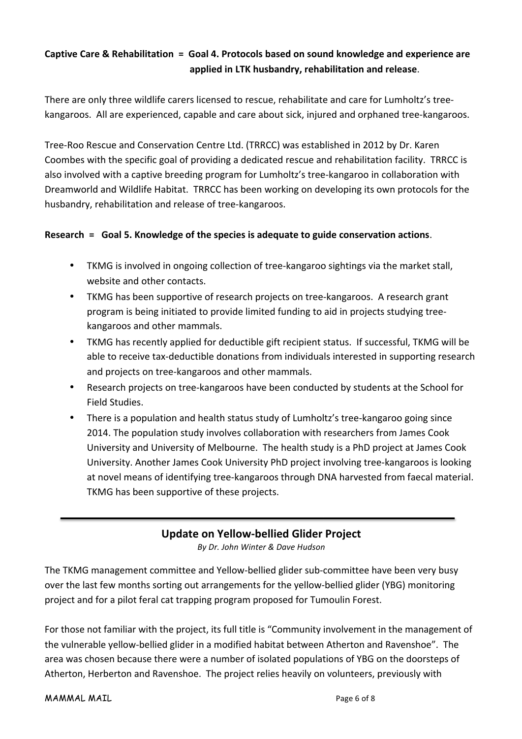**Captive Care & Rehabilitation = Goal 4. Protocols based on sound knowledge and experience are applied in LTK husbandry, rehabilitation and release**.

There are only three wildlife carers licensed to rescue, rehabilitate and care for Lumholtz's tree-kangaroos. All are experienced, capable and care about sick, injured and orphaned tree-kangaroos.

Tree-Roo Rescue and Conservation Centre Ltd. (TRRCC) was established in 2012 by Dr. Karen Coombes with the specific goal of providing a dedicated rescue and rehabilitation facility. TRRCC is also involved with a captive breeding program for Lumholtz's tree-kangaroo in collaboration with Dreamworld and Wildlife Habitat. TRRCC has been working on developing its own protocols for the husbandry, rehabilitation and release of tree-kangaroos.

**Research = Goal 5. Knowledge of the species is adequate to guide conservation actions**.

- TKMG is involved in ongoing collection of tree-kangaroo sightings via the market stall, website and other contacts.
- TKMG has been supportive of research projects on tree-kangaroos. A research grant program is being initiated to provide limited funding to aid in projects studying tree-kangaroos and other mammals.
- TKMG has recently applied for deductible gift recipient status. If successful, TKMG will be able to receive tax-deductible donations from individuals interested in supporting research and projects on tree-kangaroos and other mammals.
- Research projects on tree-kangaroos have been conducted by students at the School for Field Studies.
- There is a population and health status study of Lumholtz's tree-kangaroo going since 2014. The population study involves collaboration with researchers from James Cook University and University of Melbourne. The health study is a PhD project at James Cook University. Another James Cook University PhD project involving tree-kangaroos is looking at novel means of identifying tree-kangaroos through DNA harvested from faecal material. TKMG has been supportive of these projects.

---

## Update on Yellow-bellied Glider Project

*By Dr. John Winter & Dave Hudson*

The TKMG management committee and Yellow-bellied glider sub-committee have been very busy over the last few months sorting out arrangements for the yellow-bellied glider (YBG) monitoring project and for a pilot feral cat trapping program proposed for Tumoulin Forest.

For those not familiar with the project, its full title is "Community involvement in the management of the vulnerable yellow-bellied glider in a modified habitat between Atherton and Ravenshoe". The area was chosen because there were a number of isolated populations of YBG on the doorsteps of Atherton, Herberton and Ravenshoe. The project relies heavily on volunteers, previously with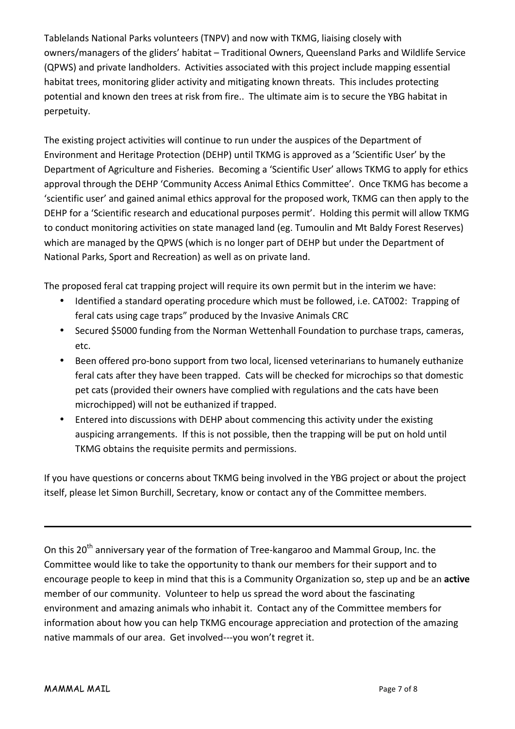Tablelands National Parks volunteers (TNPV) and now with TKMG, liaising closely with owners/managers of the gliders' habitat – Traditional Owners, Queensland Parks and Wildlife Service (QPWS) and private landholders. Activities associated with this project include mapping essential habitat trees, monitoring glider activity and mitigating known threats. This includes protecting potential and known den trees at risk from fire.. The ultimate aim is to secure the YBG habitat in perpetuity.

The existing project activities will continue to run under the auspices of the Department of Environment and Heritage Protection (DEHP) until TKMG is approved as a 'Scientific User' by the Department of Agriculture and Fisheries. Becoming a 'Scientific User' allows TKMG to apply for ethics approval through the DEHP 'Community Access Animal Ethics Committee'. Once TKMG has become a 'scientific user' and gained animal ethics approval for the proposed work, TKMG can then apply to the DEHP for a 'Scientific research and educational purposes permit'. Holding this permit will allow TKMG to conduct monitoring activities on state managed land (eg. Tumoulin and Mt Baldy Forest Reserves) which are managed by the QPWS (which is no longer part of DEHP but under the Department of National Parks, Sport and Recreation) as well as on private land.

The proposed feral cat trapping project will require its own permit but in the interim we have:

- Identified a standard operating procedure which must be followed, i.e. CAT002: Trapping of feral cats using cage traps" produced by the Invasive Animals CRC
- Secured $5000 funding from the Norman Wettenhall Foundation to purchase traps, cameras, etc.
- Been offered pro-bono support from two local, licensed veterinarians to humanely euthanize feral cats after they have been trapped. Cats will be checked for microchips so that domestic pet cats (provided their owners have complied with regulations and the cats have been microchipped) will not be euthanized if trapped.
- Entered into discussions with DEHP about commencing this activity under the existing auspicing arrangements. If this is not possible, then the trapping will be put on hold until TKMG obtains the requisite permits and permissions.

If you have questions or concerns about TKMG being involved in the YBG project or about the project itself, please let Simon Burchill, Secretary, know or contact any of the Committee members.

---

On this 20th anniversary year of the formation of Tree-kangaroo and Mammal Group, Inc. the Committee would like to take the opportunity to thank our members for their support and to encourage people to keep in mind that this is a Community Organization so, step up and be an **active** member of our community. Volunteer to help us spread the word about the fascinating environment and amazing animals who inhabit it. Contact any of the Committee members for information about how you can help TKMG encourage appreciation and protection of the amazing native mammals of our area. Get involved---you won't regret it.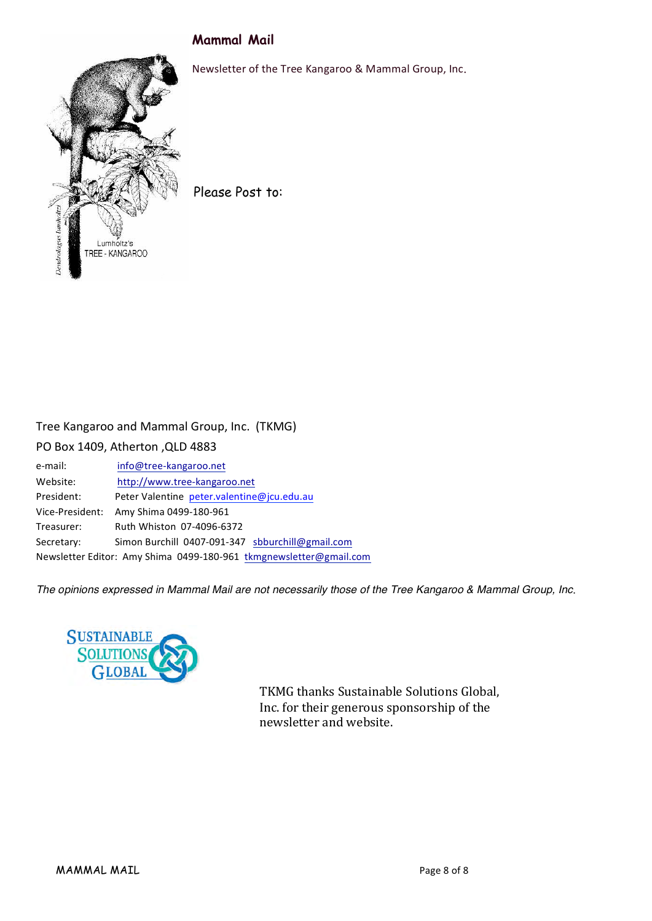## Mammal Mail

Newsletter of the Tree Kangaroo & Mammal Group, Inc.

Lumholtz's
TREE - KANGAROO

*Dendrolagus lumholtzi*

Please Post to:

Tree Kangaroo and Mammal Group, Inc. (TKMG)

PO Box 1409, Atherton ,QLD 4883

| | |
|---|---|
| e-mail: | info@tree-kangaroo.net |
| Website: | http://www.tree-kangaroo.net |
| President: | Peter Valentine peter.valentine@jcu.edu.au |
| Vice-President: | Amy Shima 0499-180-961 |
| Treasurer: | Ruth Whiston 07-4096-6372 |
| Secretary: | Simon Burchill 0407-091-347 sbburchill@gmail.com |
| Newsletter Editor: | Amy Shima 0499-180-961 tkmgnewsletter@gmail.com |

*The opinions expressed in Mammal Mail are not necessarily those of the Tree Kangaroo & Mammal Group, Inc.*

SUSTAINABLE SOLUTIONS GLOBAL

TKMG thanks Sustainable Solutions Global, Inc. for their generous sponsorship of the newsletter and website.